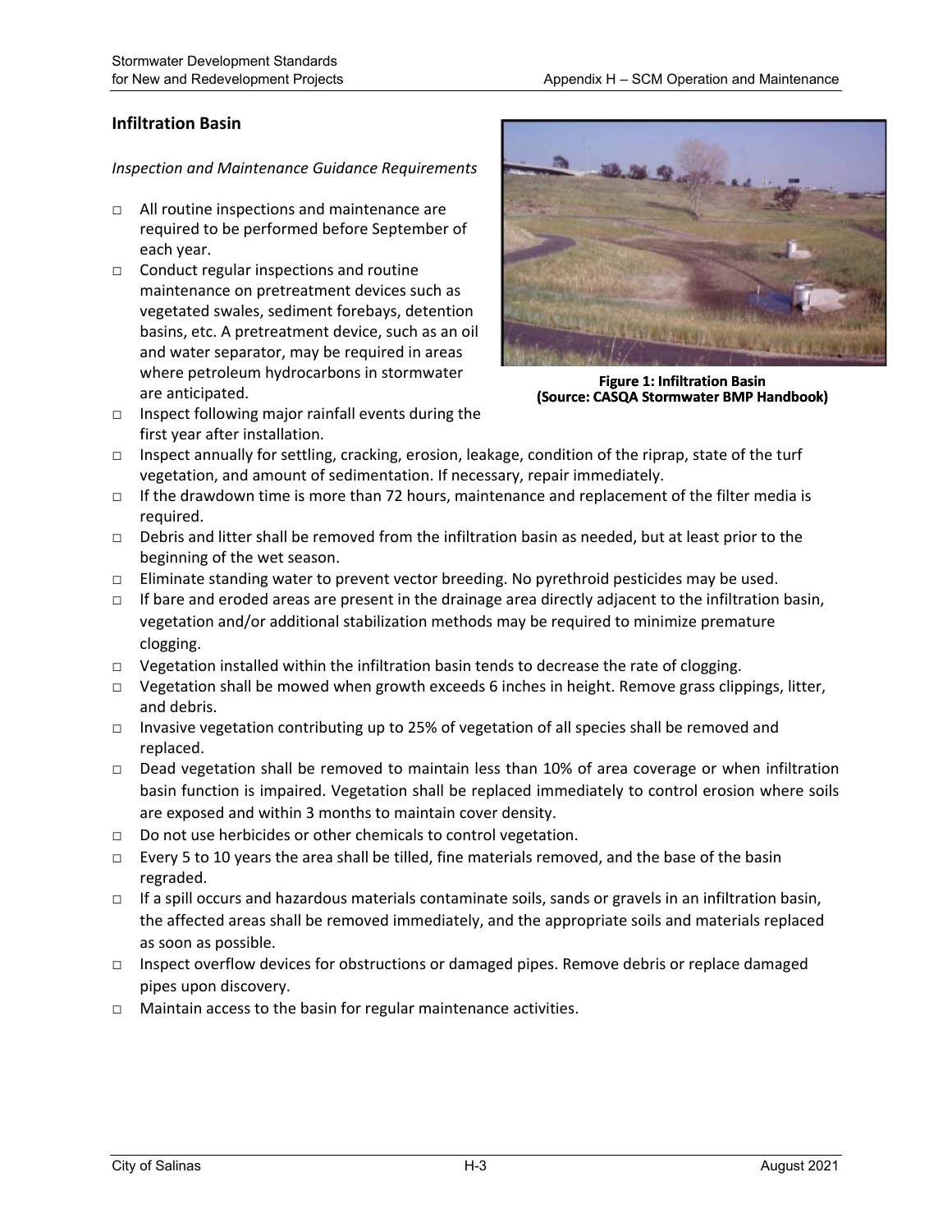## Infiltration Basin

*Inspection and Maintenance Guidance Requirements*

- □ All routine inspections and maintenance are required to be performed before September of each year.
- □ Conduct regular inspections and routine maintenance on pretreatment devices such as vegetated swales, sediment forebays, detention basins, etc. A pretreatment device, such as an oil and water separator, may be required in areas where petroleum hydrocarbons in stormwater are anticipated.
- □ Inspect following major rainfall events during the first year after installation.
- □ Inspect annually for settling, cracking, erosion, leakage, condition of the riprap, state of the turf vegetation, and amount of sedimentation. If necessary, repair immediately.
- □ If the drawdown time is more than 72 hours, maintenance and replacement of the filter media is required.
- □ Debris and litter shall be removed from the infiltration basin as needed, but at least prior to the beginning of the wet season.
- □ Eliminate standing water to prevent vector breeding. No pyrethroid pesticides may be used.
- □ If bare and eroded areas are present in the drainage area directly adjacent to the infiltration basin, vegetation and/or additional stabilization methods may be required to minimize premature clogging.
- □ Vegetation installed within the infiltration basin tends to decrease the rate of clogging.
- □ Vegetation shall be mowed when growth exceeds 6 inches in height. Remove grass clippings, litter, and debris.
- □ Invasive vegetation contributing up to 25% of vegetation of all species shall be removed and replaced.
- □ Dead vegetation shall be removed to maintain less than 10% of area coverage or when infiltration basin function is impaired. Vegetation shall be replaced immediately to control erosion where soils are exposed and within 3 months to maintain cover density.
- □ Do not use herbicides or other chemicals to control vegetation.
- □ Every 5 to 10 years the area shall be tilled, fine materials removed, and the base of the basin regraded.
- □ If a spill occurs and hazardous materials contaminate soils, sands or gravels in an infiltration basin, the affected areas shall be removed immediately, and the appropriate soils and materials replaced as soon as possible.
- □ Inspect overflow devices for obstructions or damaged pipes. Remove debris or replace damaged pipes upon discovery.
- □ Maintain access to the basin for regular maintenance activities.

**Figure 1: Infiltration Basin (Source: CASQA Stormwater BMP Handbook)**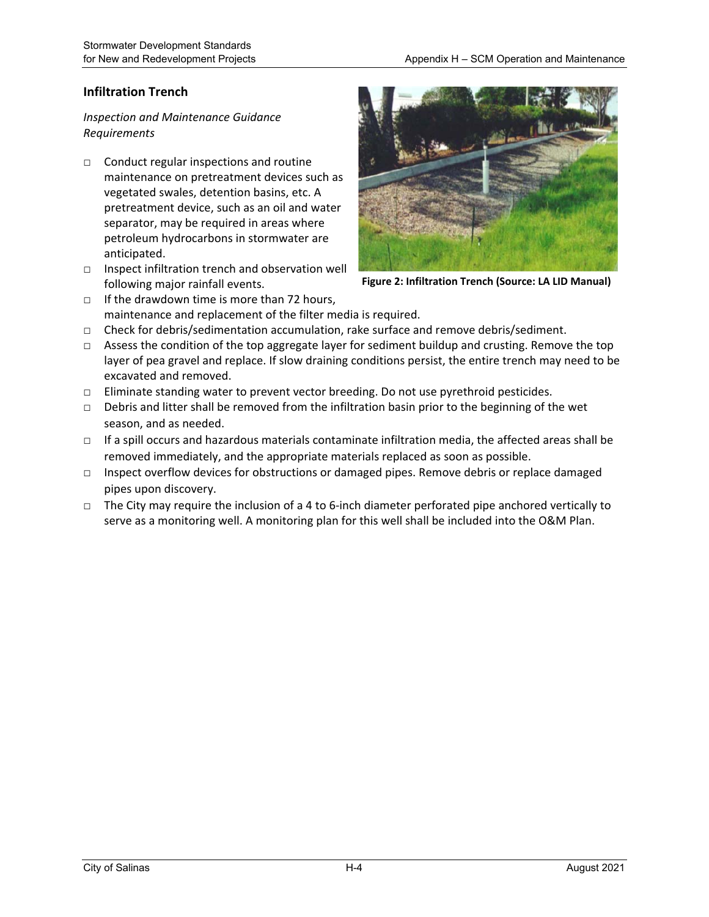## Infiltration Trench

*Inspection and Maintenance Guidance Requirements*

Figure 2: Infiltration Trench (Source: LA LID Manual)

- □ Conduct regular inspections and routine maintenance on pretreatment devices such as vegetated swales, detention basins, etc. A pretreatment device, such as an oil and water separator, may be required in areas where petroleum hydrocarbons in stormwater are anticipated.
- □ Inspect infiltration trench and observation well following major rainfall events.
- □ If the drawdown time is more than 72 hours, maintenance and replacement of the filter media is required.
- □ Check for debris/sedimentation accumulation, rake surface and remove debris/sediment.
- □ Assess the condition of the top aggregate layer for sediment buildup and crusting. Remove the top layer of pea gravel and replace. If slow draining conditions persist, the entire trench may need to be excavated and removed.
- □ Eliminate standing water to prevent vector breeding. Do not use pyrethroid pesticides.
- □ Debris and litter shall be removed from the infiltration basin prior to the beginning of the wet season, and as needed.
- □ If a spill occurs and hazardous materials contaminate infiltration media, the affected areas shall be removed immediately, and the appropriate materials replaced as soon as possible.
- □ Inspect overflow devices for obstructions or damaged pipes. Remove debris or replace damaged pipes upon discovery.
- □ The City may require the inclusion of a 4 to 6-inch diameter perforated pipe anchored vertically to serve as a monitoring well. A monitoring plan for this well shall be included into the O&M Plan.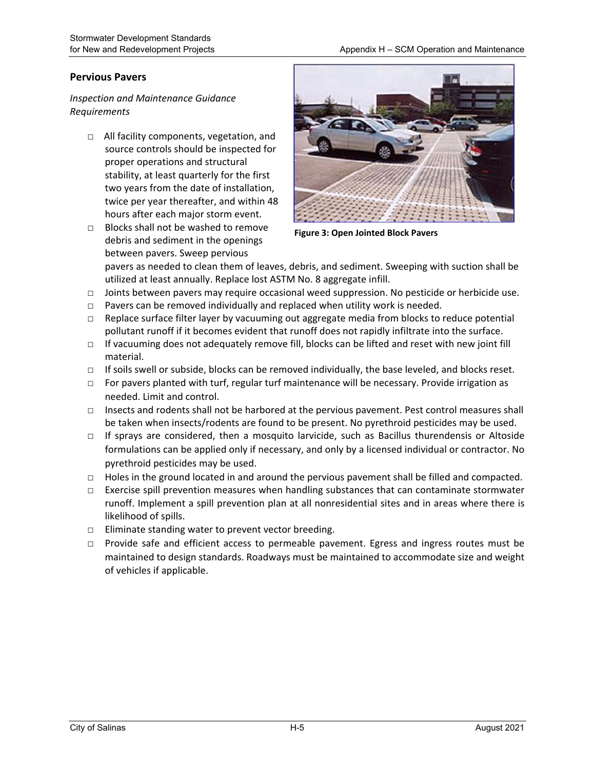## Pervious Pavers

*Inspection and Maintenance Guidance Requirements*

Figure 3: Open Jointed Block Pavers

- □ All facility components, vegetation, and source controls should be inspected for proper operations and structural stability, at least quarterly for the first two years from the date of installation, twice per year thereafter, and within 48 hours after each major storm event.
- □ Blocks shall not be washed to remove debris and sediment in the openings between pavers. Sweep pervious pavers as needed to clean them of leaves, debris, and sediment. Sweeping with suction shall be utilized at least annually. Replace lost ASTM No. 8 aggregate infill.
- □ Joints between pavers may require occasional weed suppression. No pesticide or herbicide use.
- □ Pavers can be removed individually and replaced when utility work is needed.
- □ Replace surface filter layer by vacuuming out aggregate media from blocks to reduce potential pollutant runoff if it becomes evident that runoff does not rapidly infiltrate into the surface.
- □ If vacuuming does not adequately remove fill, blocks can be lifted and reset with new joint fill material.
- □ If soils swell or subside, blocks can be removed individually, the base leveled, and blocks reset.
- □ For pavers planted with turf, regular turf maintenance will be necessary. Provide irrigation as needed. Limit and control.
- □ Insects and rodents shall not be harbored at the pervious pavement. Pest control measures shall be taken when insects/rodents are found to be present. No pyrethroid pesticides may be used.
- □ If sprays are considered, then a mosquito larvicide, such as Bacillus thurendensis or Altoside formulations can be applied only if necessary, and only by a licensed individual or contractor. No pyrethroid pesticides may be used.
- □ Holes in the ground located in and around the pervious pavement shall be filled and compacted.
- □ Exercise spill prevention measures when handling substances that can contaminate stormwater runoff. Implement a spill prevention plan at all nonresidential sites and in areas where there is likelihood of spills.
- □ Eliminate standing water to prevent vector breeding.
- □ Provide safe and efficient access to permeable pavement. Egress and ingress routes must be maintained to design standards. Roadways must be maintained to accommodate size and weight of vehicles if applicable.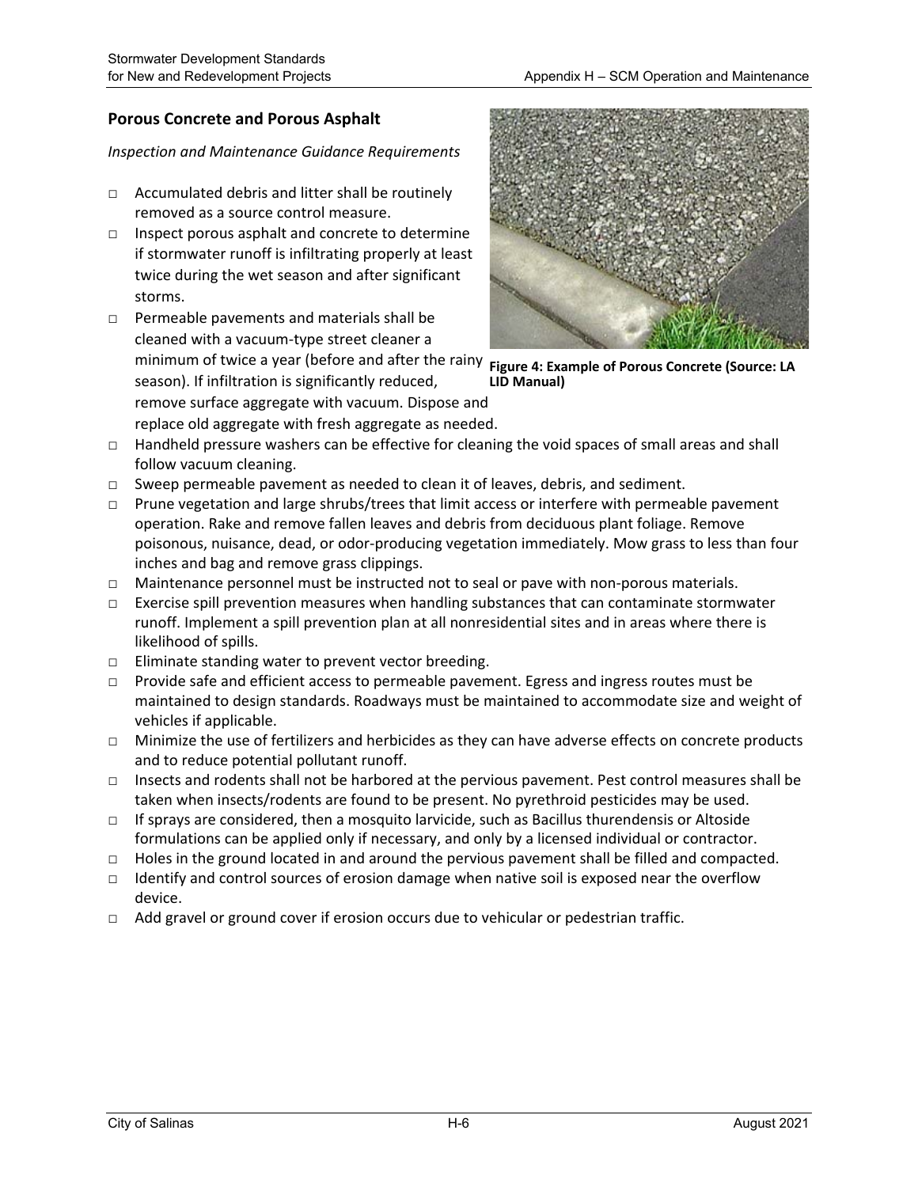## Porous Concrete and Porous Asphalt

*Inspection and Maintenance Guidance Requirements*

- □ Accumulated debris and litter shall be routinely removed as a source control measure.
- □ Inspect porous asphalt and concrete to determine if stormwater runoff is infiltrating properly at least twice during the wet season and after significant storms.
- □ Permeable pavements and materials shall be cleaned with a vacuum-type street cleaner a minimum of twice a year (before and after the rainy season). If infiltration is significantly reduced, remove surface aggregate with vacuum. Dispose and replace old aggregate with fresh aggregate as needed.
- □ Handheld pressure washers can be effective for cleaning the void spaces of small areas and shall follow vacuum cleaning.
- □ Sweep permeable pavement as needed to clean it of leaves, debris, and sediment.
- □ Prune vegetation and large shrubs/trees that limit access or interfere with permeable pavement operation. Rake and remove fallen leaves and debris from deciduous plant foliage. Remove poisonous, nuisance, dead, or odor-producing vegetation immediately. Mow grass to less than four inches and bag and remove grass clippings.
- □ Maintenance personnel must be instructed not to seal or pave with non-porous materials.
- □ Exercise spill prevention measures when handling substances that can contaminate stormwater runoff. Implement a spill prevention plan at all nonresidential sites and in areas where there is likelihood of spills.
- □ Eliminate standing water to prevent vector breeding.
- □ Provide safe and efficient access to permeable pavement. Egress and ingress routes must be maintained to design standards. Roadways must be maintained to accommodate size and weight of vehicles if applicable.
- □ Minimize the use of fertilizers and herbicides as they can have adverse effects on concrete products and to reduce potential pollutant runoff.
- □ Insects and rodents shall not be harbored at the pervious pavement. Pest control measures shall be taken when insects/rodents are found to be present. No pyrethroid pesticides may be used.
- □ If sprays are considered, then a mosquito larvicide, such as Bacillus thurendensis or Altoside formulations can be applied only if necessary, and only by a licensed individual or contractor.
- □ Holes in the ground located in and around the pervious pavement shall be filled and compacted.
- □ Identify and control sources of erosion damage when native soil is exposed near the overflow device.
- □ Add gravel or ground cover if erosion occurs due to vehicular or pedestrian traffic.

**Figure 4: Example of Porous Concrete (Source: LA LID Manual)**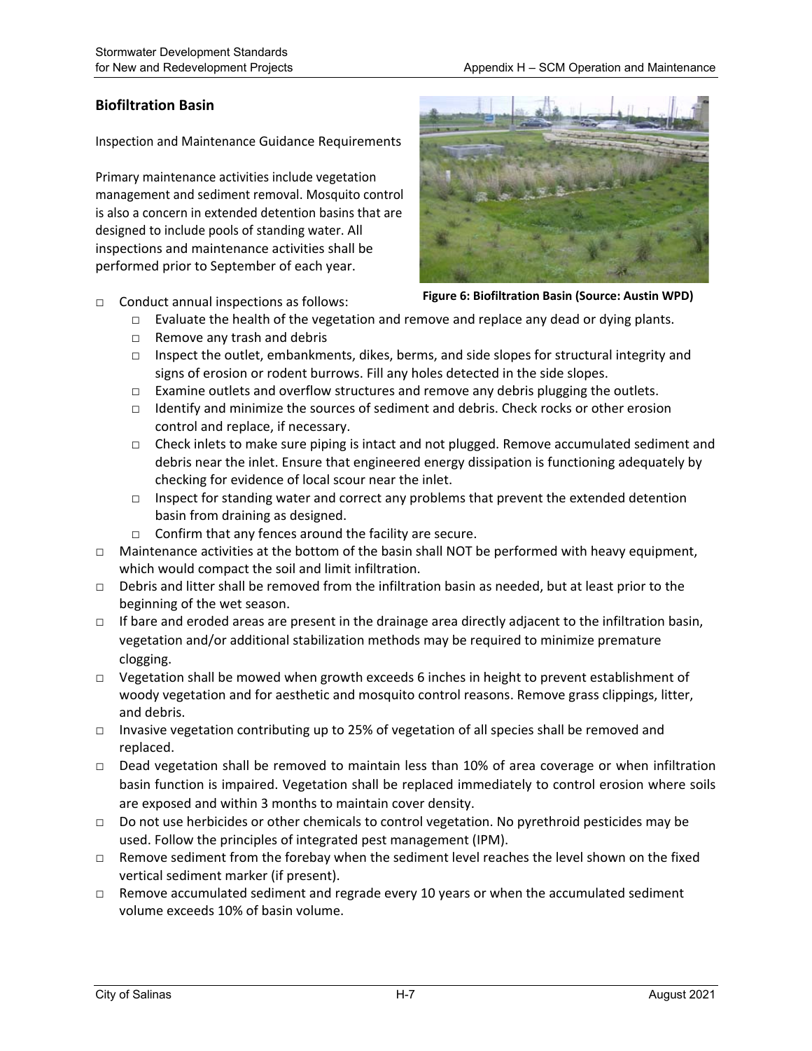## Biofiltration Basin

Inspection and Maintenance Guidance Requirements

Primary maintenance activities include vegetation management and sediment removal. Mosquito control is also a concern in extended detention basins that are designed to include pools of standing water. All inspections and maintenance activities shall be performed prior to September of each year.

**Figure 6: Biofiltration Basin (Source: Austin WPD)**

- Conduct annual inspections as follows:
  - Evaluate the health of the vegetation and remove and replace any dead or dying plants.
  - Remove any trash and debris
  - Inspect the outlet, embankments, dikes, berms, and side slopes for structural integrity and signs of erosion or rodent burrows. Fill any holes detected in the side slopes.
  - Examine outlets and overflow structures and remove any debris plugging the outlets.
  - Identify and minimize the sources of sediment and debris. Check rocks or other erosion control and replace, if necessary.
  - Check inlets to make sure piping is intact and not plugged. Remove accumulated sediment and debris near the inlet. Ensure that engineered energy dissipation is functioning adequately by checking for evidence of local scour near the inlet.
  - Inspect for standing water and correct any problems that prevent the extended detention basin from draining as designed.
  - Confirm that any fences around the facility are secure.
- Maintenance activities at the bottom of the basin shall NOT be performed with heavy equipment, which would compact the soil and limit infiltration.
- Debris and litter shall be removed from the infiltration basin as needed, but at least prior to the beginning of the wet season.
- If bare and eroded areas are present in the drainage area directly adjacent to the infiltration basin, vegetation and/or additional stabilization methods may be required to minimize premature clogging.
- Vegetation shall be mowed when growth exceeds 6 inches in height to prevent establishment of woody vegetation and for aesthetic and mosquito control reasons. Remove grass clippings, litter, and debris.
- Invasive vegetation contributing up to 25% of vegetation of all species shall be removed and replaced.
- Dead vegetation shall be removed to maintain less than 10% of area coverage or when infiltration basin function is impaired. Vegetation shall be replaced immediately to control erosion where soils are exposed and within 3 months to maintain cover density.
- Do not use herbicides or other chemicals to control vegetation. No pyrethroid pesticides may be used. Follow the principles of integrated pest management (IPM).
- Remove sediment from the forebay when the sediment level reaches the level shown on the fixed vertical sediment marker (if present).
- Remove accumulated sediment and regrade every 10 years or when the accumulated sediment volume exceeds 10% of basin volume.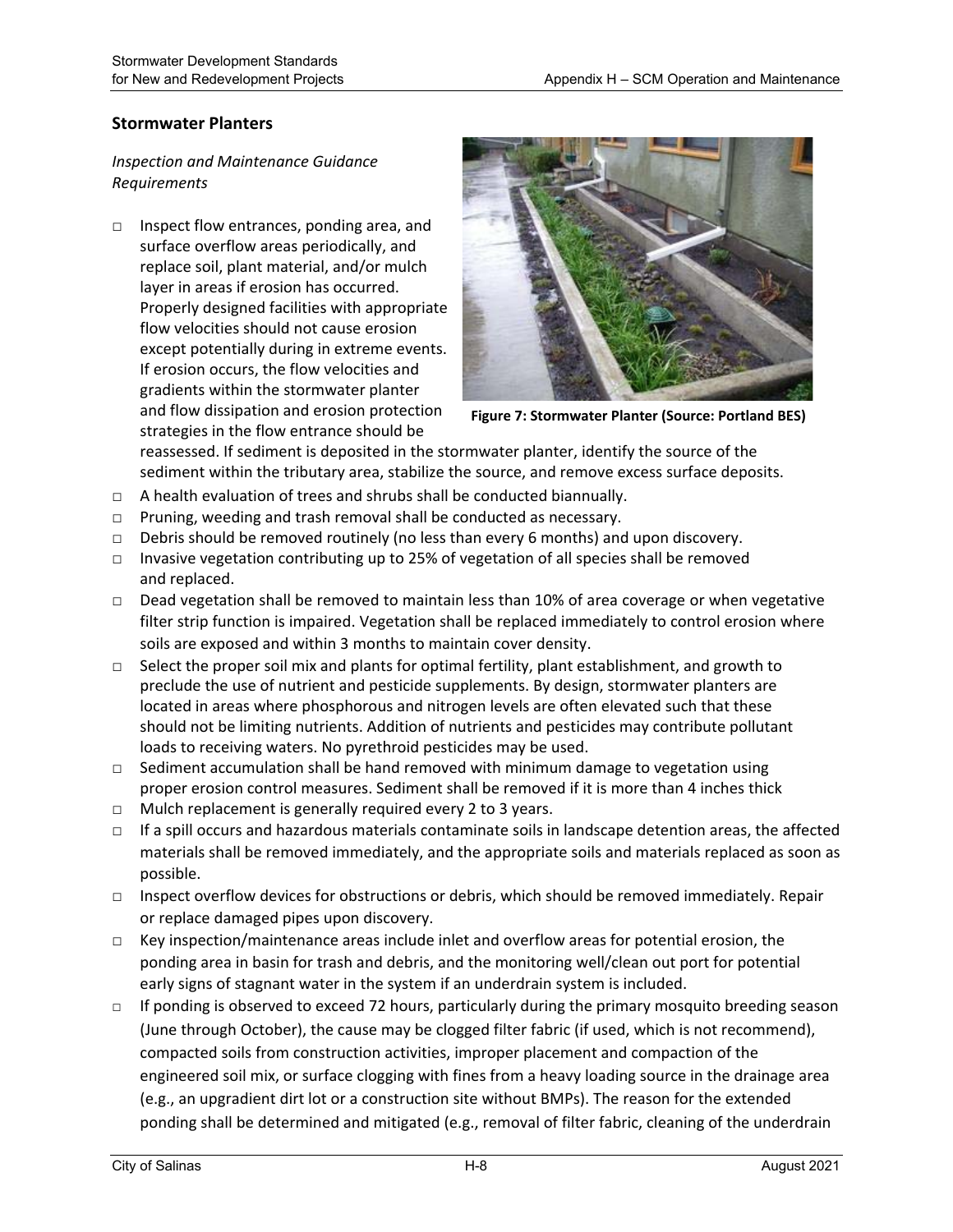## Stormwater Planters

*Inspection and Maintenance Guidance Requirements*

- Inspect flow entrances, ponding area, and surface overflow areas periodically, and replace soil, plant material, and/or mulch layer in areas if erosion has occurred. Properly designed facilities with appropriate flow velocities should not cause erosion except potentially during in extreme events. If erosion occurs, the flow velocities and gradients within the stormwater planter and flow dissipation and erosion protection strategies in the flow entrance should be reassessed. If sediment is deposited in the stormwater planter, identify the source of the sediment within the tributary area, stabilize the source, and remove excess surface deposits.

**Figure 7: Stormwater Planter (Source: Portland BES)**

- A health evaluation of trees and shrubs shall be conducted biannually.
- Pruning, weeding and trash removal shall be conducted as necessary.
- Debris should be removed routinely (no less than every 6 months) and upon discovery.
- Invasive vegetation contributing up to 25% of vegetation of all species shall be removed and replaced.
- Dead vegetation shall be removed to maintain less than 10% of area coverage or when vegetative filter strip function is impaired. Vegetation shall be replaced immediately to control erosion where soils are exposed and within 3 months to maintain cover density.
- Select the proper soil mix and plants for optimal fertility, plant establishment, and growth to preclude the use of nutrient and pesticide supplements. By design, stormwater planters are located in areas where phosphorous and nitrogen levels are often elevated such that these should not be limiting nutrients. Addition of nutrients and pesticides may contribute pollutant loads to receiving waters. No pyrethroid pesticides may be used.
- Sediment accumulation shall be hand removed with minimum damage to vegetation using proper erosion control measures. Sediment shall be removed if it is more than 4 inches thick
- Mulch replacement is generally required every 2 to 3 years.
- If a spill occurs and hazardous materials contaminate soils in landscape detention areas, the affected materials shall be removed immediately, and the appropriate soils and materials replaced as soon as possible.
- Inspect overflow devices for obstructions or debris, which should be removed immediately. Repair or replace damaged pipes upon discovery.
- Key inspection/maintenance areas include inlet and overflow areas for potential erosion, the ponding area in basin for trash and debris, and the monitoring well/clean out port for potential early signs of stagnant water in the system if an underdrain system is included.
- If ponding is observed to exceed 72 hours, particularly during the primary mosquito breeding season (June through October), the cause may be clogged filter fabric (if used, which is not recommend), compacted soils from construction activities, improper placement and compaction of the engineered soil mix, or surface clogging with fines from a heavy loading source in the drainage area (e.g., an upgradient dirt lot or a construction site without BMPs). The reason for the extended ponding shall be determined and mitigated (e.g., removal of filter fabric, cleaning of the underdrain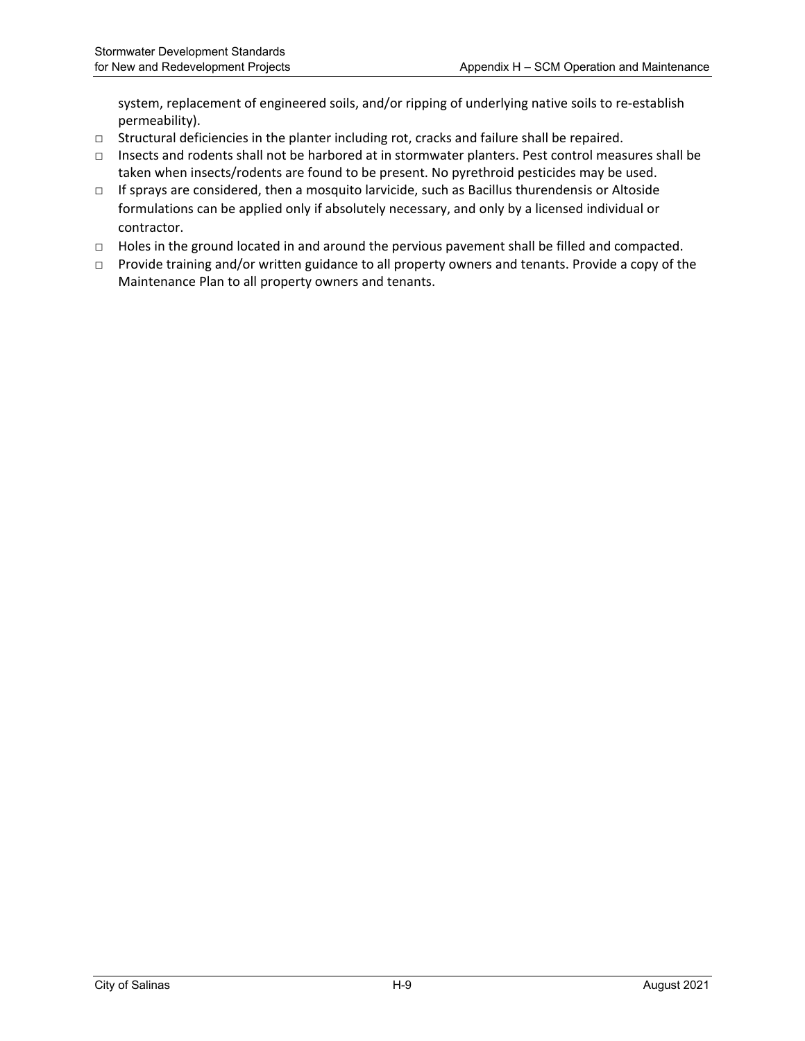system, replacement of engineered soils, and/or ripping of underlying native soils to re-establish permeability).

- □ Structural deficiencies in the planter including rot, cracks and failure shall be repaired.
- □ Insects and rodents shall not be harbored at in stormwater planters. Pest control measures shall be taken when insects/rodents are found to be present. No pyrethroid pesticides may be used.
- □ If sprays are considered, then a mosquito larvicide, such as Bacillus thurendensis or Altoside formulations can be applied only if absolutely necessary, and only by a licensed individual or contractor.
- □ Holes in the ground located in and around the pervious pavement shall be filled and compacted.
- □ Provide training and/or written guidance to all property owners and tenants. Provide a copy of the Maintenance Plan to all property owners and tenants.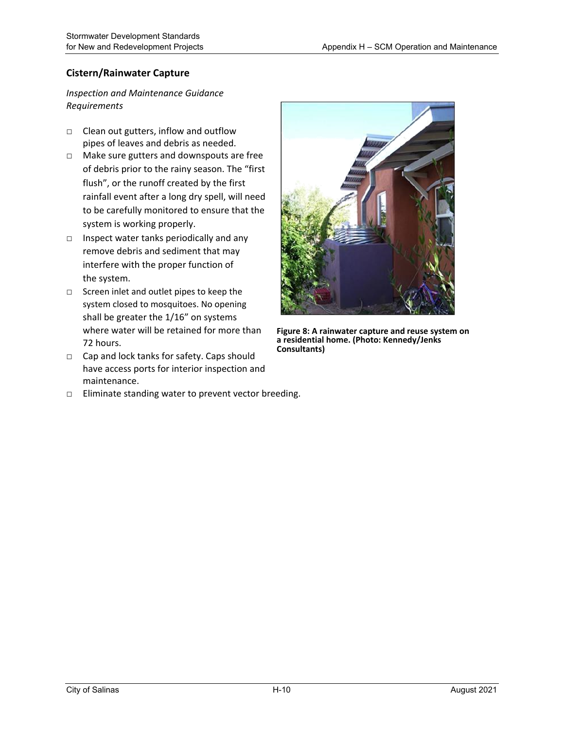## Cistern/Rainwater Capture

*Inspection and Maintenance Guidance Requirements*

- □ Clean out gutters, inflow and outflow pipes of leaves and debris as needed.
- □ Make sure gutters and downspouts are free of debris prior to the rainy season. The "first flush", or the runoff created by the first rainfall event after a long dry spell, will need to be carefully monitored to ensure that the system is working properly.
- □ Inspect water tanks periodically and any remove debris and sediment that may interfere with the proper function of the system.
- □ Screen inlet and outlet pipes to keep the system closed to mosquitoes. No opening shall be greater the 1/16" on systems where water will be retained for more than 72 hours.
- □ Cap and lock tanks for safety. Caps should have access ports for interior inspection and maintenance.
- □ Eliminate standing water to prevent vector breeding.

**Figure 8: A rainwater capture and reuse system on a residential home. (Photo: Kennedy/Jenks Consultants)**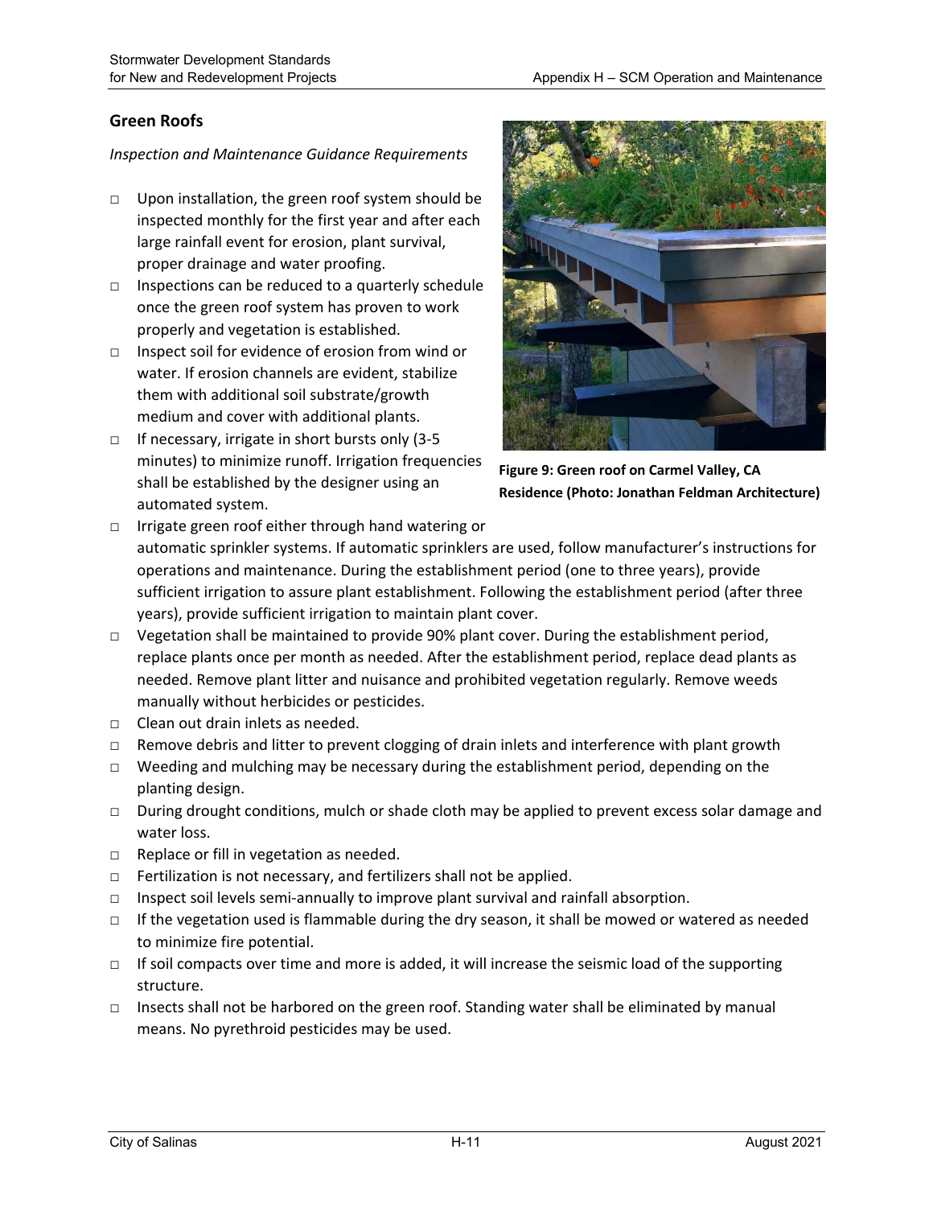## Green Roofs

*Inspection and Maintenance Guidance Requirements*

- Upon installation, the green roof system should be inspected monthly for the first year and after each large rainfall event for erosion, plant survival, proper drainage and water proofing.
- Inspections can be reduced to a quarterly schedule once the green roof system has proven to work properly and vegetation is established.
- Inspect soil for evidence of erosion from wind or water. If erosion channels are evident, stabilize them with additional soil substrate/growth medium and cover with additional plants.
- If necessary, irrigate in short bursts only (3-5 minutes) to minimize runoff. Irrigation frequencies shall be established by the designer using an automated system.
- Irrigate green roof either through hand watering or automatic sprinkler systems. If automatic sprinklers are used, follow manufacturer's instructions for operations and maintenance. During the establishment period (one to three years), provide sufficient irrigation to assure plant establishment. Following the establishment period (after three years), provide sufficient irrigation to maintain plant cover.
- Vegetation shall be maintained to provide 90% plant cover. During the establishment period, replace plants once per month as needed. After the establishment period, replace dead plants as needed. Remove plant litter and nuisance and prohibited vegetation regularly. Remove weeds manually without herbicides or pesticides.
- Clean out drain inlets as needed.
- Remove debris and litter to prevent clogging of drain inlets and interference with plant growth
- Weeding and mulching may be necessary during the establishment period, depending on the planting design.
- During drought conditions, mulch or shade cloth may be applied to prevent excess solar damage and water loss.
- Replace or fill in vegetation as needed.
- Fertilization is not necessary, and fertilizers shall not be applied.
- Inspect soil levels semi-annually to improve plant survival and rainfall absorption.
- If the vegetation used is flammable during the dry season, it shall be mowed or watered as needed to minimize fire potential.
- If soil compacts over time and more is added, it will increase the seismic load of the supporting structure.
- Insects shall not be harbored on the green roof. Standing water shall be eliminated by manual means. No pyrethroid pesticides may be used.

**Figure 9: Green roof on Carmel Valley, CA Residence (Photo: Jonathan Feldman Architecture)**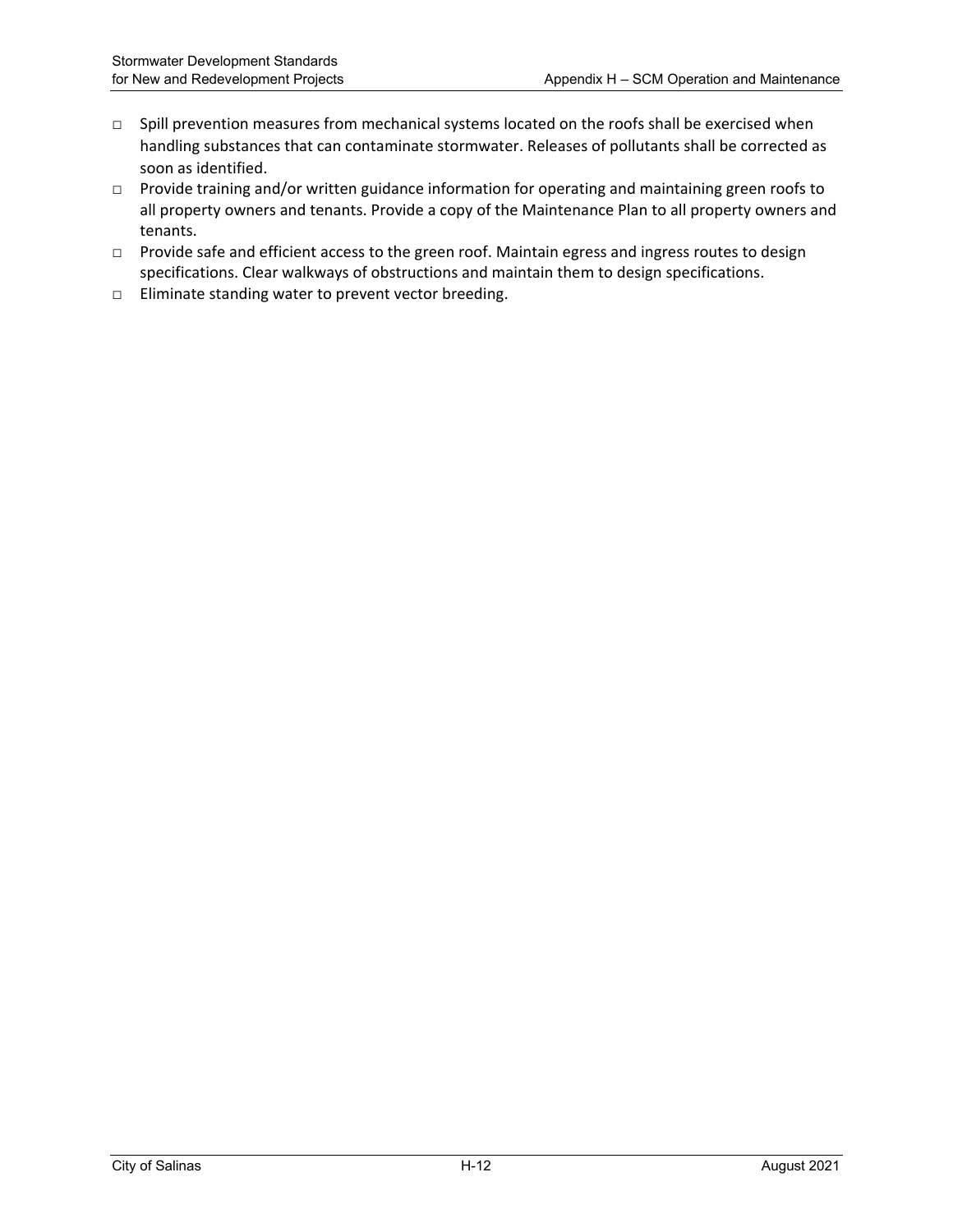- □ Spill prevention measures from mechanical systems located on the roofs shall be exercised when handling substances that can contaminate stormwater. Releases of pollutants shall be corrected as soon as identified.
- □ Provide training and/or written guidance information for operating and maintaining green roofs to all property owners and tenants. Provide a copy of the Maintenance Plan to all property owners and tenants.
- □ Provide safe and efficient access to the green roof. Maintain egress and ingress routes to design specifications. Clear walkways of obstructions and maintain them to design specifications.
- □ Eliminate standing water to prevent vector breeding.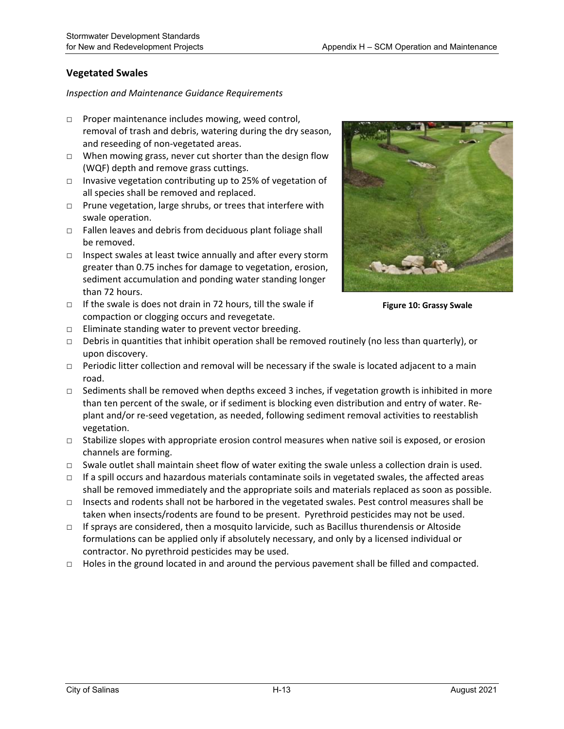## Vegetated Swales

*Inspection and Maintenance Guidance Requirements*

- □ Proper maintenance includes mowing, weed control, removal of trash and debris, watering during the dry season, and reseeding of non-vegetated areas.
- □ When mowing grass, never cut shorter than the design flow (WQF) depth and remove grass cuttings.
- □ Invasive vegetation contributing up to 25% of vegetation of all species shall be removed and replaced.
- □ Prune vegetation, large shrubs, or trees that interfere with swale operation.
- □ Fallen leaves and debris from deciduous plant foliage shall be removed.
- □ Inspect swales at least twice annually and after every storm greater than 0.75 inches for damage to vegetation, erosion, sediment accumulation and ponding water standing longer than 72 hours.
- □ If the swale is does not drain in 72 hours, till the swale if compaction or clogging occurs and revegetate.
- □ Eliminate standing water to prevent vector breeding.
- □ Debris in quantities that inhibit operation shall be removed routinely (no less than quarterly), or upon discovery.
- □ Periodic litter collection and removal will be necessary if the swale is located adjacent to a main road.
- □ Sediments shall be removed when depths exceed 3 inches, if vegetation growth is inhibited in more than ten percent of the swale, or if sediment is blocking even distribution and entry of water. Re-plant and/or re-seed vegetation, as needed, following sediment removal activities to reestablish vegetation.
- □ Stabilize slopes with appropriate erosion control measures when native soil is exposed, or erosion channels are forming.
- □ Swale outlet shall maintain sheet flow of water exiting the swale unless a collection drain is used.
- □ If a spill occurs and hazardous materials contaminate soils in vegetated swales, the affected areas shall be removed immediately and the appropriate soils and materials replaced as soon as possible.
- □ Insects and rodents shall not be harbored in the vegetated swales. Pest control measures shall be taken when insects/rodents are found to be present. Pyrethroid pesticides may not be used.
- □ If sprays are considered, then a mosquito larvicide, such as Bacillus thurendensis or Altoside formulations can be applied only if absolutely necessary, and only by a licensed individual or contractor. No pyrethroid pesticides may be used.
- □ Holes in the ground located in and around the pervious pavement shall be filled and compacted.

**Figure 10: Grassy Swale**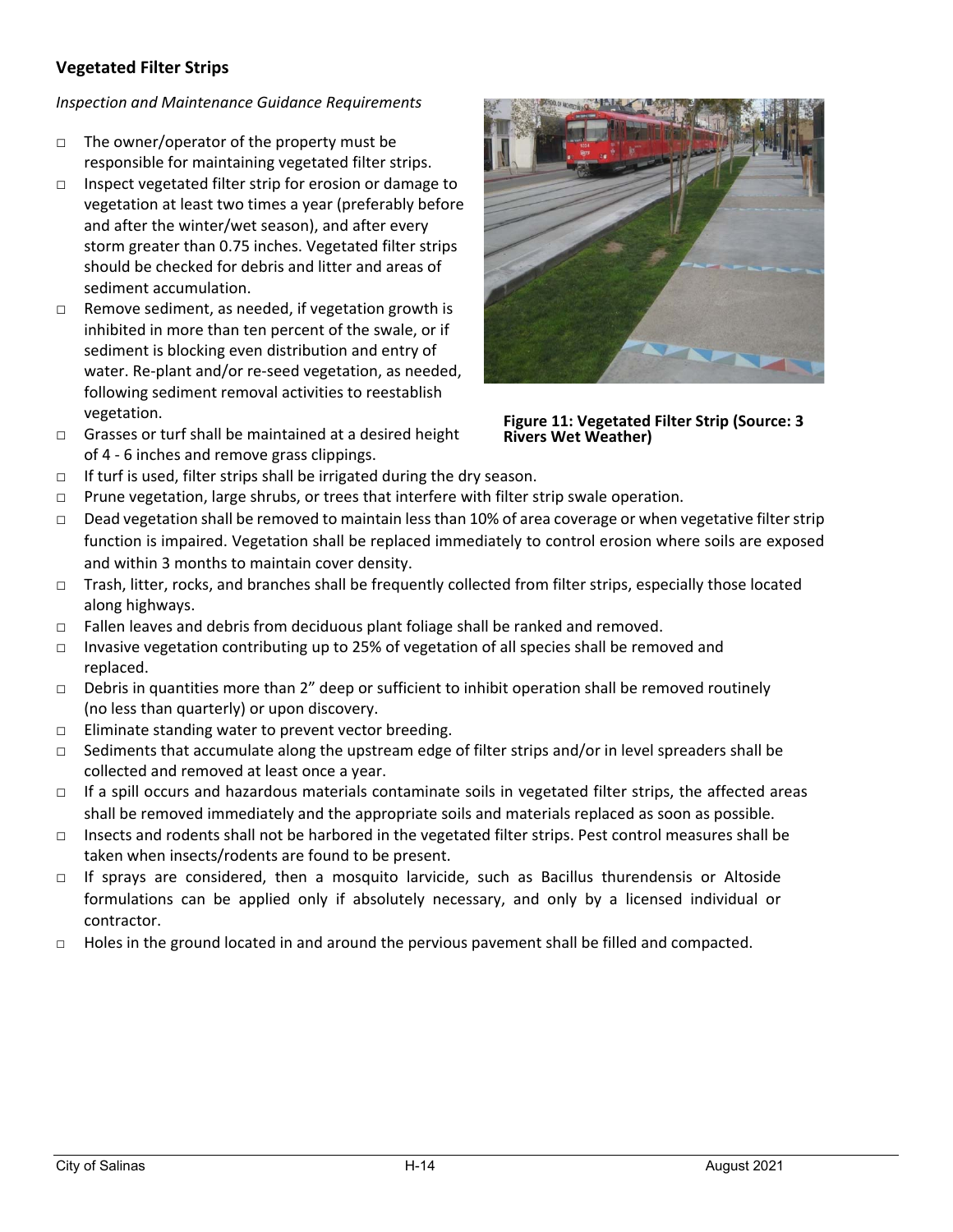## Vegetated Filter Strips

*Inspection and Maintenance Guidance Requirements*

- □ The owner/operator of the property must be responsible for maintaining vegetated filter strips.
- □ Inspect vegetated filter strip for erosion or damage to vegetation at least two times a year (preferably before and after the winter/wet season), and after every storm greater than 0.75 inches. Vegetated filter strips should be checked for debris and litter and areas of sediment accumulation.
- □ Remove sediment, as needed, if vegetation growth is inhibited in more than ten percent of the swale, or if sediment is blocking even distribution and entry of water. Re-plant and/or re-seed vegetation, as needed, following sediment removal activities to reestablish vegetation.
- □ Grasses or turf shall be maintained at a desired height of 4 - 6 inches and remove grass clippings.
- □ If turf is used, filter strips shall be irrigated during the dry season.
- □ Prune vegetation, large shrubs, or trees that interfere with filter strip swale operation.
- □ Dead vegetation shall be removed to maintain less than 10% of area coverage or when vegetative filter strip function is impaired. Vegetation shall be replaced immediately to control erosion where soils are exposed and within 3 months to maintain cover density.
- □ Trash, litter, rocks, and branches shall be frequently collected from filter strips, especially those located along highways.
- □ Fallen leaves and debris from deciduous plant foliage shall be ranked and removed.
- □ Invasive vegetation contributing up to 25% of vegetation of all species shall be removed and replaced.
- □ Debris in quantities more than 2" deep or sufficient to inhibit operation shall be removed routinely (no less than quarterly) or upon discovery.
- □ Eliminate standing water to prevent vector breeding.
- □ Sediments that accumulate along the upstream edge of filter strips and/or in level spreaders shall be collected and removed at least once a year.
- □ If a spill occurs and hazardous materials contaminate soils in vegetated filter strips, the affected areas shall be removed immediately and the appropriate soils and materials replaced as soon as possible.
- □ Insects and rodents shall not be harbored in the vegetated filter strips. Pest control measures shall be taken when insects/rodents are found to be present.
- □ If sprays are considered, then a mosquito larvicide, such as Bacillus thurendensis or Altoside formulations can be applied only if absolutely necessary, and only by a licensed individual or contractor.
- □ Holes in the ground located in and around the pervious pavement shall be filled and compacted.

**Figure 11: Vegetated Filter Strip (Source: 3 Rivers Wet Weather)**